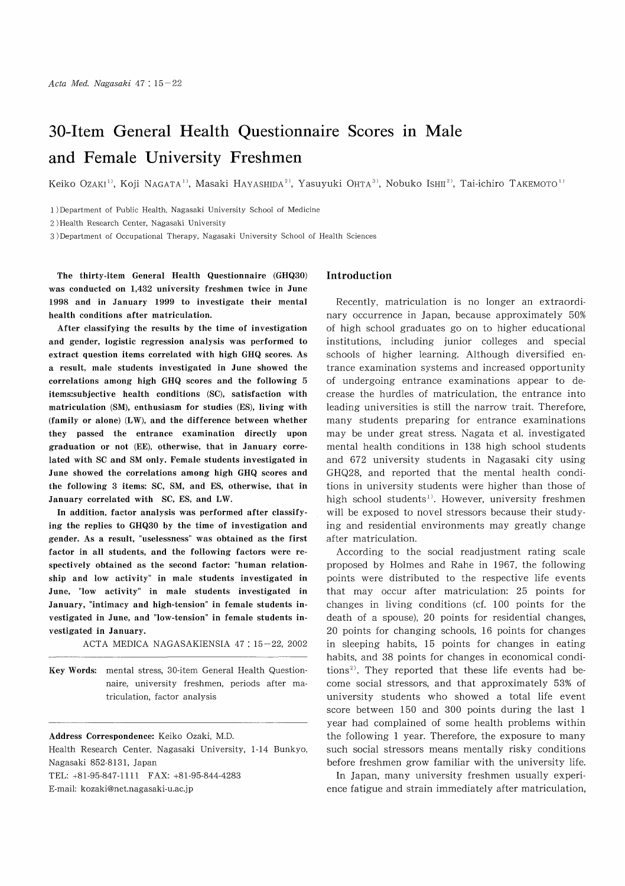# 30-Item General Health Questionnaire Scores in Male and Female University Freshmen

Keiko OZAKI[1], Koji NAGATA[1], Masaki HAYASHIDA[2], Yasuyuki OHTA[3], Nobuko ISHII[2], Tai-ichiro TAKEMOTO[1]

1) Department of Public Health, Nagasaki University School of Medicine

2) Health Research Center, Nagasaki University

3) Department of Occupational Therapy, Nagasaki University School of Health Sciences

**The thirty-item General Health Questionnaire (GHQ30) was conducted on 1,432 university freshmen twice in June 1998 and in January 1999 to investigate their mental health conditions after matriculation.**

**After classifying the results by the time of investigation and gender, logistic regression analysis was performed to extract question items correlated with high GHQ scores. As a result, male students investigated in June showed the correlations among high GHQ scores and the following 5 items:subjective health conditions (SC), satisfaction with matriculation (SM), enthusiasm for studies (ES), living with (family or alone) (LW), and the difference between whether they passed the entrance examination directly upon graduation or not (EE), otherwise, that in January correlated with SC and SM only. Female students investigated in June showed the correlations among high GHQ scores and the following 3 items: SC, SM, and ES, otherwise, that in January correlated with SC, ES, and LW.**

**In addition, factor analysis was performed after classifying the replies to GHQ30 by the time of investigation and gender. As a result, "uselessness" was obtained as the first factor in all students, and the following factors were respectively obtained as the second factor: "human relationship and low activity" in male students investigated in June, "low activity" in male students investigated in January, "intimacy and high-tension" in female students investigated in June, and "low-tension" in female students investigated in January.**

ACTA MEDICA NAGASAKIENSIA 47 : 15−22, 2002

**Key Words:** mental stress, 30-item General Health Questionnaire, university freshmen, periods after matriculation, factor analysis

**Address Correspondence:** Keiko Ozaki, M.D.
Health Research Center, Nagasaki University, 1-14 Bunkyo, Nagasaki 852-8131, Japan
TEL: +81-95-847-1111 FAX: +81-95-844-4283
E-mail: kozaki@net.nagasaki-u.ac.jp

## Introduction

Recently, matriculation is no longer an extraordinary occurrence in Japan, because approximately 50% of high school graduates go on to higher educational institutions, including junior colleges and special schools of higher learning. Although diversified entrance examination systems and increased opportunity of undergoing entrance examinations appear to decrease the hurdles of matriculation, the entrance into leading universities is still the narrow trait. Therefore, many students preparing for entrance examinations may be under great stress. Nagata et al. investigated mental health conditions in 138 high school students and 672 university students in Nagasaki city using GHQ28, and reported that the mental health conditions in university students were higher than those of high school students[1]. However, university freshmen will be exposed to novel stressors because their studying and residential environments may greatly change after matriculation.

According to the social readjustment rating scale proposed by Holmes and Rahe in 1967, the following points were distributed to the respective life events that may occur after matriculation: 25 points for changes in living conditions (cf. 100 points for the death of a spouse), 20 points for residential changes, 20 points for changing schools, 16 points for changes in sleeping habits, 15 points for changes in eating habits, and 38 points for changes in economical conditions[2]. They reported that these life events had become social stressors, and that approximately 53% of university students who showed a total life event score between 150 and 300 points during the last 1 year had complained of some health problems within the following 1 year. Therefore, the exposure to many such social stressors means mentally risky conditions before freshmen grow familiar with the university life.

In Japan, many university freshmen usually experience fatigue and strain immediately after matriculation,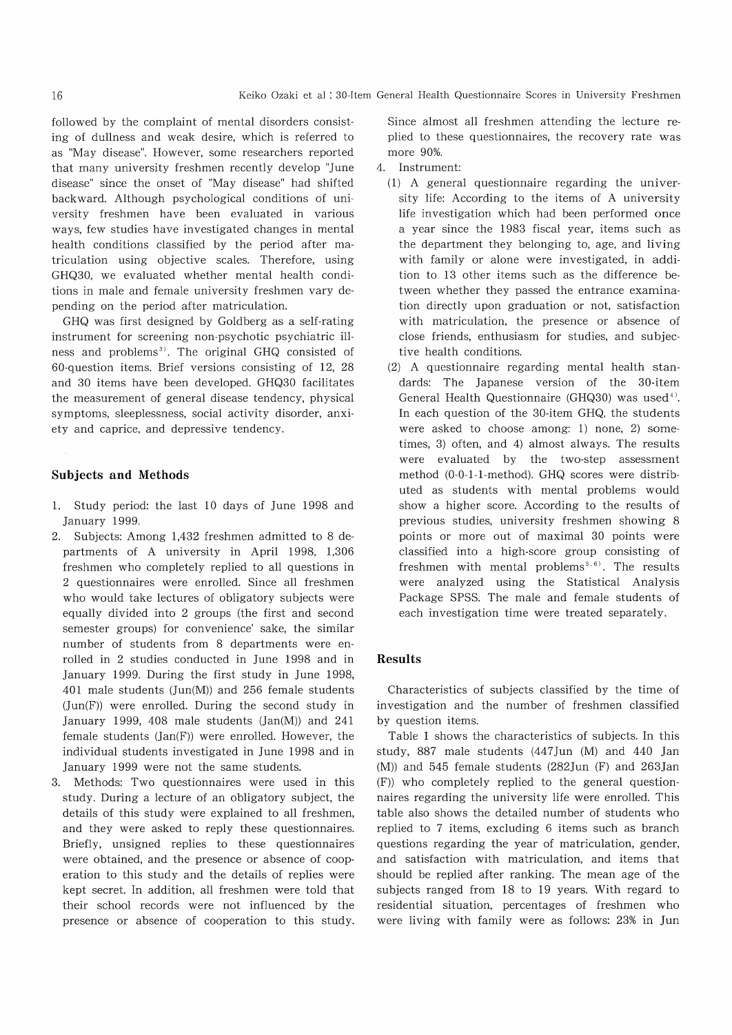followed by the complaint of mental disorders consisting of dullness and weak desire, which is referred to as "May disease". However, some researchers reported that many university freshmen recently develop "June disease" since the onset of "May disease" had shifted backward. Although psychological conditions of university freshmen have been evaluated in various ways, few studies have investigated changes in mental health conditions classified by the period after matriculation using objective scales. Therefore, using GHQ30, we evaluated whether mental health conditions in male and female university freshmen vary depending on the period after matriculation.

GHQ was first designed by Goldberg as a self-rating instrument for screening non-psychotic psychiatric illness and problems[3]. The original GHQ consisted of 60-question items. Brief versions consisting of 12, 28 and 30 items have been developed. GHQ30 facilitates the measurement of general disease tendency, physical symptoms, sleeplessness, social activity disorder, anxiety and caprice, and depressive tendency.

## Subjects and Methods

1. Study period: the last 10 days of June 1998 and January 1999.
2. Subjects: Among 1,432 freshmen admitted to 8 departments of A university in April 1998, 1,306 freshmen who completely replied to all questions in 2 questionnaires were enrolled. Since all freshmen who would take lectures of obligatory subjects were equally divided into 2 groups (the first and second semester groups) for convenience' sake, the similar number of students from 8 departments were enrolled in 2 studies conducted in June 1998 and in January 1999. During the first study in June 1998, 401 male students (Jun(M)) and 256 female students (Jun(F)) were enrolled. During the second study in January 1999, 408 male students (Jan(M)) and 241 female students (Jan(F)) were enrolled. However, the individual students investigated in June 1998 and in January 1999 were not the same students.
3. Methods: Two questionnaires were used in this study. During a lecture of an obligatory subject, the details of this study were explained to all freshmen, and they were asked to reply these questionnaires. Briefly, unsigned replies to these questionnaires were obtained, and the presence or absence of cooperation to this study and the details of replies were kept secret. In addition, all freshmen were told that their school records were not influenced by the presence or absence of cooperation to this study. Since almost all freshmen attending the lecture replied to these questionnaires, the recovery rate was more 90%.
4. Instrument:
   (1) A general questionnaire regarding the university life: According to the items of A university life investigation which had been performed once a year since the 1983 fiscal year, items such as the department they belonging to, age, and living with family or alone were investigated, in addition to 13 other items such as the difference between whether they passed the entrance examination directly upon graduation or not, satisfaction with matriculation, the presence or absence of close friends, enthusiasm for studies, and subjective health conditions.
   (2) A questionnaire regarding mental health standards: The Japanese version of the 30-item General Health Questionnaire (GHQ30) was used[4]. In each question of the 30-item GHQ, the students were asked to choose among: 1) none, 2) sometimes, 3) often, and 4) almost always. The results were evaluated by the two-step assessment method (0-0-1-1-method). GHQ scores were distributed as students with mental problems would show a higher score. According to the results of previous studies, university freshmen showing 8 points or more out of maximal 30 points were classified into a high-score group consisting of freshmen with mental problems[5,6]. The results were analyzed using the Statistical Analysis Package SPSS. The male and female students of each investigation time were treated separately.

## Results

Characteristics of subjects classified by the time of investigation and the number of freshmen classified by question items.

Table 1 shows the characteristics of subjects. In this study, 887 male students (447Jun (M) and 440 Jan (M)) and 545 female students (282Jun (F) and 263Jan (F)) who completely replied to the general questionnaires regarding the university life were enrolled. This table also shows the detailed number of students who replied to 7 items, excluding 6 items such as branch questions regarding the year of matriculation, gender, and satisfaction with matriculation, and items that should be replied after ranking. The mean age of the subjects ranged from 18 to 19 years. With regard to residential situation, percentages of freshmen who were living with family were as follows: 23% in Jun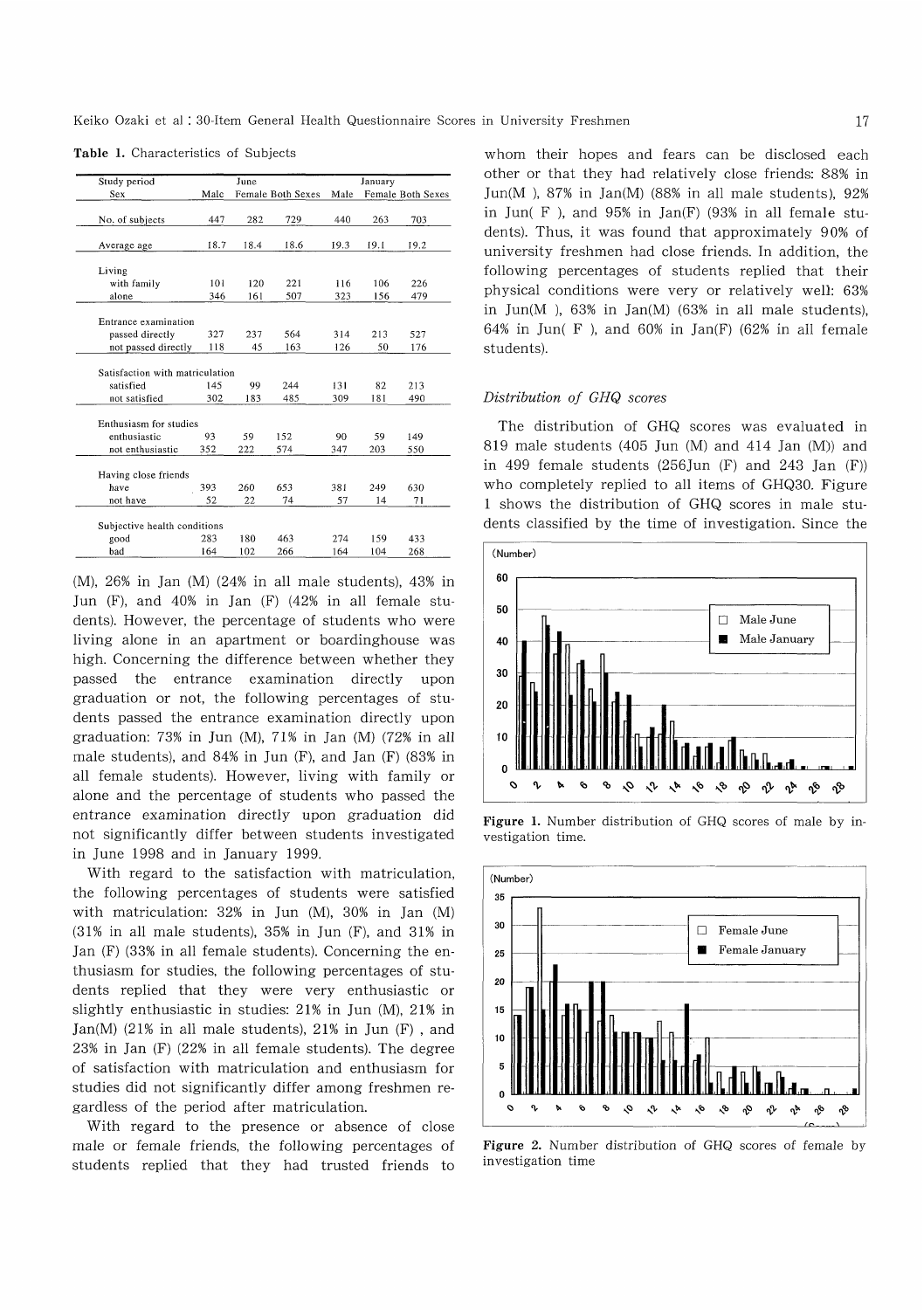**Table 1.** Characteristics of Subjects

| Study period | June | | | January | | |
|---|---|---|---|---|---|---|
| Sex | Male | Female | Both Sexes | Male | Female | Both Sexes |
| No. of subjects | 447 | 282 | 729 | 440 | 263 | 703 |
| Average age | 18.7 | 18.4 | 18.6 | 19.3 | 19.1 | 19.2 |
| Living | | | | | | |
| with family | 101 | 120 | 221 | 116 | 106 | 226 |
| alone | 346 | 161 | 507 | 323 | 156 | 479 |
| Entrance examination | | | | | | |
| passed directly | 327 | 237 | 564 | 314 | 213 | 527 |
| not passed directly | 118 | 45 | 163 | 126 | 50 | 176 |
| Satisfaction with matriculation | | | | | | |
| satisfied | 145 | 99 | 244 | 131 | 82 | 213 |
| not satisfied | 302 | 183 | 485 | 309 | 181 | 490 |
| Enthusiasm for studies | | | | | | |
| enthusiastic | 93 | 59 | 152 | 90 | 59 | 149 |
| not enthusiastic | 352 | 222 | 574 | 347 | 203 | 550 |
| Having close friends | | | | | | |
| have | 393 | 260 | 653 | 381 | 249 | 630 |
| not have | 52 | 22 | 74 | 57 | 14 | 71 |
| Subjective health conditions | | | | | | |
| good | 283 | 180 | 463 | 274 | 159 | 433 |
| bad | 164 | 102 | 266 | 164 | 104 | 268 |

(M), 26% in Jan (M) (24% in all male students), 43% in Jun (F), and 40% in Jan (F) (42% in all female students). However, the percentage of students who were living alone in an apartment or boardinghouse was high. Concerning the difference between whether they passed the entrance examination directly upon graduation or not, the following percentages of students passed the entrance examination directly upon graduation: 73% in Jun (M), 71% in Jan (M) (72% in all male students), and 84% in Jun (F), and Jan (F) (83% in all female students). However, living with family or alone and the percentage of students who passed the entrance examination directly upon graduation did not significantly differ between students investigated in June 1998 and in January 1999.

With regard to the satisfaction with matriculation, the following percentages of students were satisfied with matriculation: 32% in Jun (M), 30% in Jan (M) (31% in all male students), 35% in Jun (F), and 31% in Jan (F) (33% in all female students). Concerning the enthusiasm for studies, the following percentages of students replied that they were very enthusiastic or slightly enthusiastic in studies: 21% in Jun (M), 21% in Jan(M) (21% in all male students), 21% in Jun (F) , and 23% in Jan (F) (22% in all female students). The degree of satisfaction with matriculation and enthusiasm for studies did not significantly differ among freshmen regardless of the period after matriculation.

With regard to the presence or absence of close male or female friends, the following percentages of students replied that they had trusted friends to whom their hopes and fears can be disclosed each other or that they had relatively close friends: 88% in Jun(M ), 87% in Jan(M) (88% in all male students), 92% in Jun( F ), and 95% in Jan(F) (93% in all female students). Thus, it was found that approximately 90% of university freshmen had close friends. In addition, the following percentages of students replied that their physical conditions were very or relatively well: 63% in Jun(M ), 63% in Jan(M) (63% in all male students), 64% in Jun( F ), and 60% in Jan(F) (62% in all female students).

### *Distribution of GHQ scores*

The distribution of GHQ scores was evaluated in 819 male students (405 Jun (M) and 414 Jan (M)) and in 499 female students (256Jun (F) and 243 Jan (F)) who completely replied to all items of GHQ30. Figure 1 shows the distribution of GHQ scores in male students classified by the time of investigation. Since the

**Figure 1.** Number distribution of GHQ scores of male by investigation time.

**Figure 2.** Number distribution of GHQ scores of female by investigation time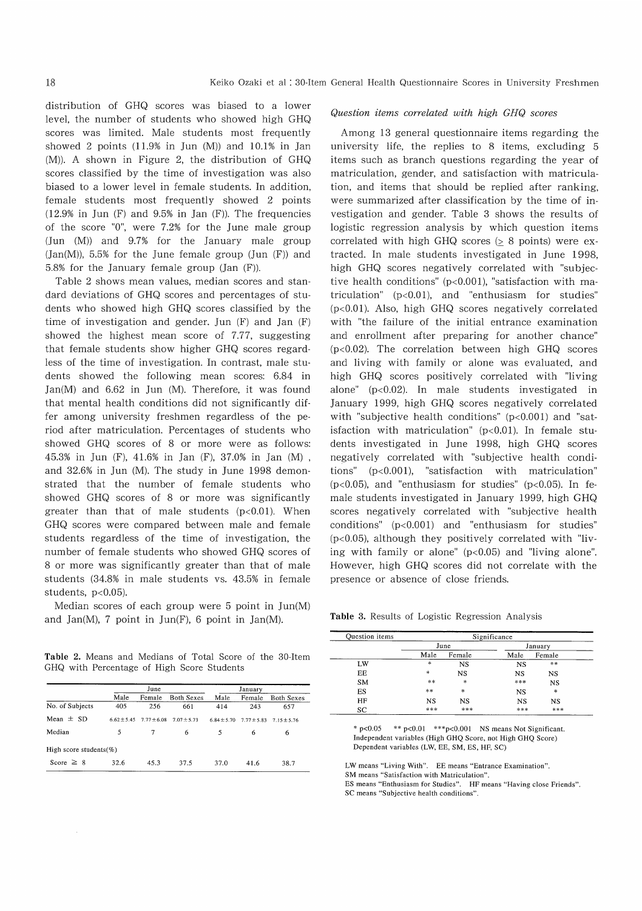distribution of GHQ scores was biased to a lower level, the number of students who showed high GHQ scores was limited. Male students most frequently showed 2 points (11.9% in Jun (M)) and 10.1% in Jan (M)). A shown in Figure 2, the distribution of GHQ scores classified by the time of investigation was also biased to a lower level in female students. In addition, female students most frequently showed 2 points (12.9% in Jun (F) and 9.5% in Jan (F)). The frequencies of the score "0", were 7.2% for the June male group (Jun (M)) and 9.7% for the January male group (Jan(M)), 5.5% for the June female group (Jun (F)) and 5.8% for the January female group (Jan (F)).

Table 2 shows mean values, median scores and standard deviations of GHQ scores and percentages of students who showed high GHQ scores classified by the time of investigation and gender. Jun (F) and Jan (F) showed the highest mean score of 7.77, suggesting that female students show higher GHQ scores regardless of the time of investigation. In contrast, male students showed the following mean scores: 6.84 in Jan(M) and 6.62 in Jun (M). Therefore, it was found that mental health conditions did not significantly differ among university freshmen regardless of the period after matriculation. Percentages of students who showed GHQ scores of 8 or more were as follows: 45.3% in Jun (F), 41.6% in Jan (F), 37.0% in Jan (M), and 32.6% in Jun (M). The study in June 1998 demonstrated that the number of female students who showed GHQ scores of 8 or more was significantly greater than that of male students ($p<0.01$). When GHQ scores were compared between male and female students regardless of the time of investigation, the number of female students who showed GHQ scores of 8 or more was significantly greater than that of male students (34.8% in male students vs. 43.5% in female students, $p<0.05$).

Median scores of each group were 5 point in Jun(M) and Jan(M), 7 point in Jun(F), 6 point in Jan(M).

**Table 2.** Means and Medians of Total Score of the 30-Item GHQ with Percentage of High Score Students

| | June | | | January | | |
|---|---|---|---|---|---|---|
| | Male | Female | Both Sexes | Male | Female | Both Sexes |
| No. of Subjects | 405 | 256 | 661 | 414 | 243 | 657 |
| Mean ± SD | 6.62±5.45 | 7.77±6.08 | 7.07±5.73 | 6.84±5.70 | 7.77±5.83 | 7.15±5.76 |
| Median | 5 | 7 | 6 | 5 | 6 | 6 |
| High score students(%) | | | | | | |
| Score ≧ 8 | 32.6 | 45.3 | 37.5 | 37.0 | 41.6 | 38.7 |

### *Question items correlated with high GHQ scores*

Among 13 general questionnaire items regarding the university life, the replies to 8 items, excluding 5 items such as branch questions regarding the year of matriculation, gender, and satisfaction with matriculation, and items that should be replied after ranking, were summarized after classification by the time of investigation and gender. Table 3 shows the results of logistic regression analysis by which question items correlated with high GHQ scores (≥ 8 points) were extracted. In male students investigated in June 1998, high GHQ scores negatively correlated with "subjective health conditions" ($p<0.001$), "satisfaction with matriculation" ($p<0.01$), and "enthusiasm for studies" ($p<0.01$). Also, high GHQ scores negatively correlated with "the failure of the initial entrance examination and enrollment after preparing for another chance" ($p<0.02$). The correlation between high GHQ scores and living with family or alone was evaluated, and high GHQ scores positively correlated with "living alone" ($p<0.02$). In male students investigated in January 1999, high GHQ scores negatively correlated with "subjective health conditions" ($p<0.001$) and "satisfaction with matriculation" ($p<0.01$). In female students investigated in June 1998, high GHQ scores negatively correlated with "subjective health conditions" ($p<0.001$), "satisfaction with matriculation" ($p<0.05$), and "enthusiasm for studies" ($p<0.05$). In female students investigated in January 1999, high GHQ scores negatively correlated with "subjective health conditions" ($p<0.001$) and "enthusiasm for studies" ($p<0.05$), although they positively correlated with "living with family or alone" ($p<0.05$) and "living alone". However, high GHQ scores did not correlate with the presence or absence of close friends.

**Table 3.** Results of Logistic Regression Analysis

| Question items | Significance | | | |
|---|---|---|---|---|
| | June | | January | |
| | Male | Female | Male | Female |
| LW | * | NS | NS | ** |
| EE | * | NS | NS | NS |
| SM | ** | * | *** | NS |
| ES | ** | * | NS | * |
| HF | NS | NS | NS | NS |
| SC | *** | *** | *** | *** |

\* $p<0.05$ \*\* $p<0.01$ \*\*\* $p<0.001$ NS means Not Significant.
Independent variables (High GHQ Score, not High GHQ Score)
Dependent variables (LW, EE, SM, ES, HF, SC)

LW means "Living With". EE means "Entrance Examination".
SM means "Satisfaction with Matriculation".
ES means "Enthusiasm for Studies". HF means "Having close Friends".
SC means "Subjective health conditions".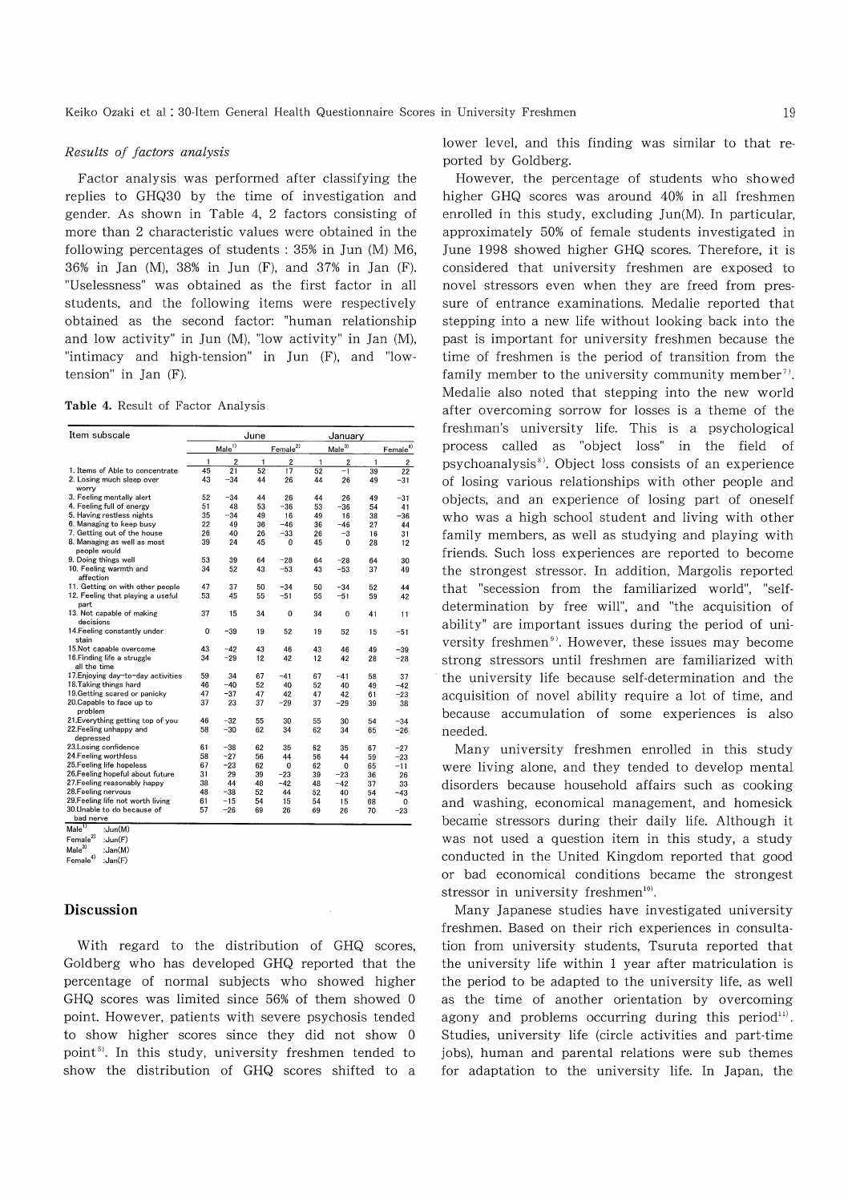*Results of factors analysis*

Factor analysis was performed after classifying the replies to GHQ30 by the time of investigation and gender. As shown in Table 4, 2 factors consisting of more than 2 characteristic values were obtained in the following percentages of students : 35% in Jun (M) M6, 36% in Jan (M), 38% in Jun (F), and 37% in Jan (F). "Uselessness" was obtained as the first factor in all students, and the following items were respectively obtained as the second factor: "human relationship and low activity" in Jun (M), "low activity" in Jan (M), "intimacy and high-tension" in Jun (F), and "low-tension" in Jan (F).

**Table 4.** Result of Factor Analysis

| Item subscale | June | | | | January | | | |
|---|---|---|---|---|---|---|---|---|
| | Male[1] | | Female[2] | | Male[3] | | Female[4] | |
| | 1 | 2 | 1 | 2 | 1 | 2 | 1 | 2 |
| 1. Items of Able to concentrate | 45 | 21 | 52 | 17 | 52 | −1 | 39 | 22 |
| 2. Losing much sleep over worry | 43 | −34 | 44 | 26 | 44 | 26 | 49 | −31 |
| 3. Feeling mentally alert | 52 | −34 | 44 | 26 | 44 | 26 | 49 | −31 |
| 4. Feeling full of energy | 51 | 48 | 53 | −36 | 53 | −36 | 54 | 41 |
| 5. Having restless nights | 35 | −34 | 49 | 16 | 49 | 16 | 38 | −36 |
| 6. Managing to keep busy | 22 | 49 | 36 | −46 | 36 | −46 | 27 | 44 |
| 7. Getting out of the house | 26 | 40 | 26 | −33 | 26 | −3 | 16 | 31 |
| 8. Managing as well as most people would | 39 | 24 | 45 | 0 | 45 | 0 | 28 | 12 |
| 9. Doing things well | 53 | 39 | 64 | −28 | 64 | −28 | 64 | 30 |
| 10. Feeling warmth and affection | 34 | 52 | 43 | −53 | 43 | −53 | 37 | 49 |
| 11. Getting on with other people | 47 | 37 | 50 | −34 | 50 | −34 | 52 | 44 |
| 12. Feeling that playing a useful part | 53 | 45 | 55 | −51 | 55 | −51 | 59 | 42 |
| 13. Not capable of making decisions | 37 | 15 | 34 | 0 | 34 | 0 | 41 | 11 |
| 14.Feeling constantly under stain | 0 | −39 | 19 | 52 | 19 | 52 | 15 | −51 |
| 15.Not capable overcome | 43 | −42 | 43 | 46 | 43 | 46 | 49 | −39 |
| 16.Finding life a struggle all the time | 34 | −29 | 12 | 42 | 12 | 42 | 28 | −28 |
| 17.Enjoying day-to-day activities | 59 | 34 | 67 | −41 | 67 | −41 | 58 | 37 |
| 18.Taking things hard | 46 | −40 | 52 | 40 | 52 | 40 | 49 | −42 |
| 19.Getting scared or panicky | 47 | −37 | 47 | 42 | 47 | 42 | 61 | −23 |
| 20.Capable to face up to problem | 37 | 23 | 37 | −29 | 37 | −29 | 39 | 38 |
| 21.Everything getting top of you | 46 | −32 | 55 | 30 | 55 | 30 | 54 | −34 |
| 22.Feeling unhappy and depressed | 58 | −30 | 62 | 34 | 62 | 34 | 65 | −26 |
| 23.Losing confidence | 61 | −38 | 62 | 35 | 62 | 35 | 67 | −27 |
| 24.Feeling worthless | 58 | −27 | 56 | 44 | 56 | 44 | 59 | −23 |
| 25.Feeling life hopeless | 67 | −23 | 62 | 0 | 62 | 0 | 65 | −11 |
| 26.Feeling hopeful about future | 31 | 29 | 39 | −23 | 39 | −23 | 36 | 26 |
| 27.Feeling reasonably happy | 38 | 44 | 48 | −42 | 48 | −42 | 37 | 33 |
| 28.Feeling nervous | 48 | −38 | 52 | 44 | 52 | 40 | 54 | −43 |
| 29.Feeling life not worth living | 61 | −15 | 54 | 15 | 54 | 15 | 68 | 0 |
| 30.Unable to do because of bad nerve | 57 | −26 | 69 | 26 | 69 | 26 | 70 | −23 |

Male[1] :Jun(M)
Female[2] :Jun(F)
Male[3] :Jan(M)
Female[4] :Jan(F)

## Discussion

With regard to the distribution of GHQ scores, Goldberg who has developed GHQ reported that the percentage of normal subjects who showed higher GHQ scores was limited since 56% of them showed 0 point. However, patients with severe psychosis tended to show higher scores since they did not show 0 point[5]. In this study, university freshmen tended to show the distribution of GHQ scores shifted to a lower level, and this finding was similar to that reported by Goldberg.

However, the percentage of students who showed higher GHQ scores was around 40% in all freshmen enrolled in this study, excluding Jun(M). In particular, approximately 50% of female students investigated in June 1998 showed higher GHQ scores. Therefore, it is considered that university freshmen are exposed to novel stressors even when they are freed from pressure of entrance examinations. Medalie reported that stepping into a new life without looking back into the past is important for university freshmen because the time of freshmen is the period of transition from the family member to the university community member[7]. Medalie also noted that stepping into the new world after overcoming sorrow for losses is a theme of the freshman's university life. This is a psychological process called as "object loss" in the field of psychoanalysis[8]. Object loss consists of an experience of losing various relationships with other people and objects, and an experience of losing part of oneself who was a high school student and living with other family members, as well as studying and playing with friends. Such loss experiences are reported to become the strongest stressor. In addition, Margolis reported that "secession from the familiarized world", "self-determination by free will", and "the acquisition of ability" are important issues during the period of university freshmen[9]. However, these issues may become strong stressors until freshmen are familiarized with the university life because self-determination and the acquisition of novel ability require a lot of time, and because accumulation of some experiences is also needed.

Many university freshmen enrolled in this study were living alone, and they tended to develop mental disorders because household affairs such as cooking and washing, economical management, and homesick became stressors during their daily life. Although it was not used a question item in this study, a study conducted in the United Kingdom reported that good or bad economical conditions became the strongest stressor in university freshmen[10].

Many Japanese studies have investigated university freshmen. Based on their rich experiences in consultation from university students, Tsuruta reported that the university life within 1 year after matriculation is the period to be adapted to the university life, as well as the time of another orientation by overcoming agony and problems occurring during this period[11]. Studies, university life (circle activities and part-time jobs), human and parental relations were sub themes for adaptation to the university life. In Japan, the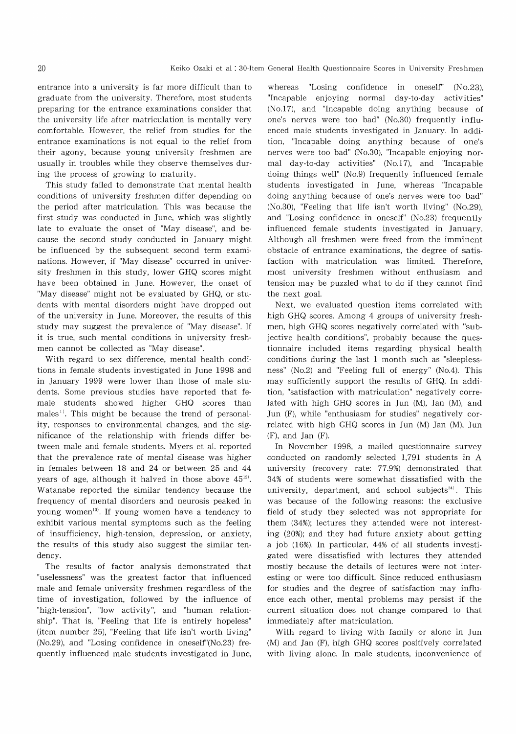entrance into a university is far more difficult than to graduate from the university. Therefore, most students preparing for the entrance examinations consider that the university life after matriculation is mentally very comfortable. However, the relief from studies for the entrance examinations is not equal to the relief from their agony, because young university freshmen are usually in troubles while they observe themselves during the process of growing to maturity.

This study failed to demonstrate that mental health conditions of university freshmen differ depending on the period after matriculation. This was because the first study was conducted in June, which was slightly late to evaluate the onset of "May disease", and because the second study conducted in January might be influenced by the subsequent second term examinations. However, if "May disease" occurred in university freshmen in this study, lower GHQ scores might have been obtained in June. However, the onset of "May disease" might not be evaluated by GHQ, or students with mental disorders might have dropped out of the university in June. Moreover, the results of this study may suggest the prevalence of "May disease". If it is true, such mental conditions in university freshmen cannot be collected as "May disease".

With regard to sex difference, mental health conditions in female students investigated in June 1998 and in January 1999 were lower than those of male students. Some previous studies have reported that female students showed higher GHQ scores than males[1]. This might be because the trend of personality, responses to environmental changes, and the significance of the relationship with friends differ between male and female students. Myers et al. reported that the prevalence rate of mental disease was higher in females between 18 and 24 or between 25 and 44 years of age, although it halved in those above 45[12]. Watanabe reported the similar tendency because the frequency of mental disorders and neurosis peaked in young women[13]. If young women have a tendency to exhibit various mental symptoms such as the feeling of insufficiency, high-tension, depression, or anxiety, the results of this study also suggest the similar tendency.

The results of factor analysis demonstrated that "uselessness" was the greatest factor that influenced male and female university freshmen regardless of the time of investigation, followed by the influence of "high-tension", "low activity", and "human relationship". That is, "Feeling that life is entirely hopeless" (item number 25), "Feeling that life isn't worth living" (No.29), and "Losing confidence in oneself"(No.23) frequently influenced male students investigated in June, whereas "Losing confidence in oneself" (No.23), "Incapable enjoying normal day-to-day activities" (No.17), and "Incapable doing anything because of one's nerves were too bad" (No.30) frequently influenced male students investigated in January. In addition, "Incapable doing anything because of one's nerves were too bad" (No.30), "Incapable enjoying normal day-to-day activities" (No.17), and "Incapable doing things well" (No.9) frequently influenced female students investigated in June, whereas "Incapable doing anything because of one's nerves were too bad" (No.30), "Feeling that life isn't worth living" (No.29), and "Losing confidence in oneself" (No.23) frequently influenced female students investigated in January. Although all freshmen were freed from the imminent obstacle of entrance examinations, the degree of satisfaction with matriculation was limited. Therefore, most university freshmen without enthusiasm and tension may be puzzled what to do if they cannot find the next goal.

Next, we evaluated question items correlated with high GHQ scores. Among 4 groups of university freshmen, high GHQ scores negatively correlated with "subjective health conditions", probably because the questionnaire included items regarding physical health conditions during the last 1 month such as "sleeplessness" (No.2) and "Feeling full of energy" (No.4). This may sufficiently support the results of GHQ. In addition, "satisfaction with matriculation" negatively correlated with high GHQ scores in Jun (M), Jan (M), and Jun (F), while "enthusiasm for studies" negatively correlated with high GHQ scores in Jun (M) Jan (M), Jun (F), and Jan (F).

In November 1998, a mailed questionnaire survey conducted on randomly selected 1,791 students in A university (recovery rate: 77.9%) demonstrated that 34% of students were somewhat dissatisfied with the university, department, and school subjects[4]. This was because of the following reasons: the exclusive field of study they selected was not appropriate for them (34%); lectures they attended were not interesting (20%); and they had future anxiety about getting a job (16%). In particular, 44% of all students investigated were dissatisfied with lectures they attended mostly because the details of lectures were not interesting or were too difficult. Since reduced enthusiasm for studies and the degree of satisfaction may influence each other, mental problems may persist if the current situation does not change compared to that immediately after matriculation.

With regard to living with family or alone in Jun (M) and Jan (F), high GHQ scores positively correlated with living alone. In male students, inconvenience of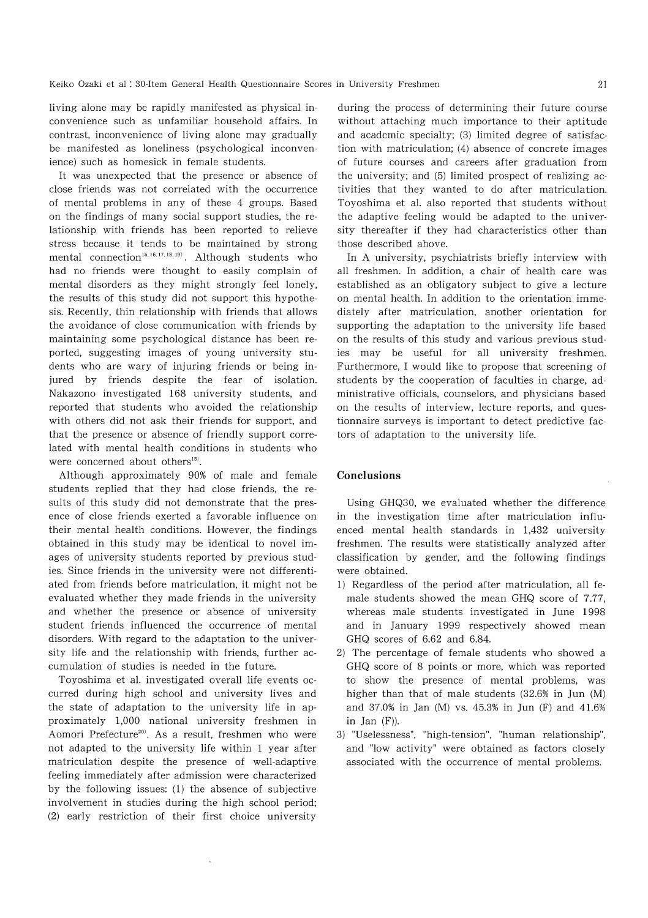living alone may be rapidly manifested as physical inconvenience such as unfamiliar household affairs. In contrast, inconvenience of living alone may gradually be manifested as loneliness (psychological inconvenience) such as homesick in female students.

It was unexpected that the presence or absence of close friends was not correlated with the occurrence of mental problems in any of these 4 groups. Based on the findings of many social support studies, the relationship with friends has been reported to relieve stress because it tends to be maintained by strong mental connection[15,16,17,18,19]. Although students who had no friends were thought to easily complain of mental disorders as they might strongly feel lonely, the results of this study did not support this hypothesis. Recently, thin relationship with friends that allows the avoidance of close communication with friends by maintaining some psychological distance has been reported, suggesting images of young university students who are wary of injuring friends or being injured by friends despite the fear of isolation. Nakazono investigated 168 university students, and reported that students who avoided the relationship with others did not ask their friends for support, and that the presence or absence of friendly support correlated with mental health conditions in students who were concerned about others[15].

Although approximately 90% of male and female students replied that they had close friends, the results of this study did not demonstrate that the presence of close friends exerted a favorable influence on their mental health conditions. However, the findings obtained in this study may be identical to novel images of university students reported by previous studies. Since friends in the university were not differentiated from friends before matriculation, it might not be evaluated whether they made friends in the university and whether the presence or absence of university student friends influenced the occurrence of mental disorders. With regard to the adaptation to the university life and the relationship with friends, further accumulation of studies is needed in the future.

Toyoshima et al. investigated overall life events occurred during high school and university lives and the state of adaptation to the university life in approximately 1,000 national university freshmen in Aomori Prefecture[20]. As a result, freshmen who were not adapted to the university life within 1 year after matriculation despite the presence of well-adaptive feeling immediately after admission were characterized by the following issues: (1) the absence of subjective involvement in studies during the high school period; (2) early restriction of their first choice university during the process of determining their future course without attaching much importance to their aptitude and academic specialty; (3) limited degree of satisfaction with matriculation; (4) absence of concrete images of future courses and careers after graduation from the university; and (5) limited prospect of realizing activities that they wanted to do after matriculation. Toyoshima et al. also reported that students without the adaptive feeling would be adapted to the university thereafter if they had characteristics other than those described above.

In A university, psychiatrists briefly interview with all freshmen. In addition, a chair of health care was established as an obligatory subject to give a lecture on mental health. In addition to the orientation immediately after matriculation, another orientation for supporting the adaptation to the university life based on the results of this study and various previous studies may be useful for all university freshmen. Furthermore, I would like to propose that screening of students by the cooperation of faculties in charge, administrative officials, counselors, and physicians based on the results of interview, lecture reports, and questionnaire surveys is important to detect predictive factors of adaptation to the university life.

## Conclusions

Using GHQ30, we evaluated whether the difference in the investigation time after matriculation influenced mental health standards in 1,432 university freshmen. The results were statistically analyzed after classification by gender, and the following findings were obtained.

1) Regardless of the period after matriculation, all female students showed the mean GHQ score of 7.77, whereas male students investigated in June 1998 and in January 1999 respectively showed mean GHQ scores of 6.62 and 6.84.
2) The percentage of female students who showed a GHQ score of 8 points or more, which was reported to show the presence of mental problems, was higher than that of male students (32.6% in Jun (M) and 37.0% in Jan (M) vs. 45.3% in Jun (F) and 41.6% in Jan (F)).
3) "Uselessness", "high-tension", "human relationship", and "low activity" were obtained as factors closely associated with the occurrence of mental problems.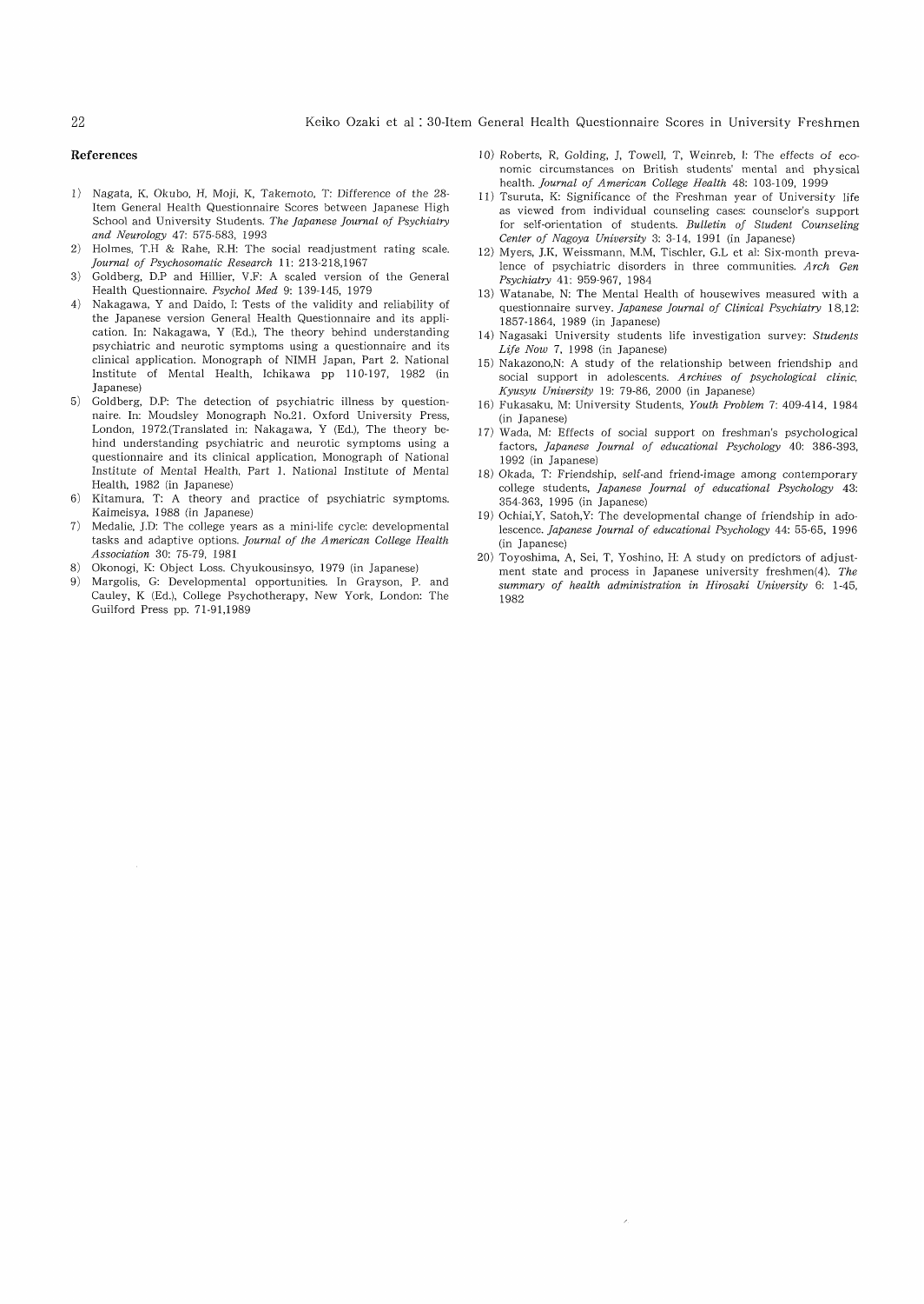## References

1) Nagata, K, Okubo, H, Moji, K, Takemoto, T: Difference of the 28-Item General Health Questionnaire Scores between Japanese High School and University Students. *The Japanese Journal of Psychiatry and Neurology* 47: 575-583, 1993
2) Holmes, T.H & Rahe, R.H: The social readjustment rating scale. *Journal of Psychosomatic Research* 11: 213-218,1967
3) Goldberg, D.P and Hillier, V.F: A scaled version of the General Health Questionnaire. *Psychol Med* 9: 139-145, 1979
4) Nakagawa, Y and Daido, I: Tests of the validity and reliability of the Japanese version General Health Questionnaire and its application. In: Nakagawa, Y (Ed.), The theory behind understanding psychiatric and neurotic symptoms using a questionnaire and its clinical application. Monograph of NIMH Japan, Part 2. National Institute of Mental Health, Ichikawa pp 110-197, 1982 (in Japanese)
5) Goldberg, D.P: The detection of psychiatric illness by questionnaire. In: Moudsley Monograph No.21. Oxford University Press, London, 1972.(Translated in: Nakagawa, Y (Ed.), The theory behind understanding psychiatric and neurotic symptoms using a questionnaire and its clinical application, Monograph of National Institute of Mental Health, Part 1. National Institute of Mental Health, 1982 (in Japanese)
6) Kitamura, T: A theory and practice of psychiatric symptoms. Kaimeisya, 1988 (in Japanese)
7) Medalie, J.D: The college years as a mini-life cycle: developmental tasks and adaptive options. *Journal of the American College Health Association* 30: 75-79, 1981
8) Okonogi, K: Object Loss. Chyukousinsyo, 1979 (in Japanese)
9) Margolis, G: Developmental opportunities. In Grayson, P. and Cauley, K (Ed.), College Psychotherapy, New York, London: The Guilford Press pp. 71-91,1989
10) Roberts, R, Golding, J, Towell, T, Weinreb, I: The effects of economic circumstances on British students' mental and physical health. *Journal of American College Health* 48: 103-109, 1999
11) Tsuruta, K: Significance of the Freshman year of University life as viewed from individual counseling cases: counselor's support for self-orientation of students. *Bulletin of Student Counseling Center of Nagoya University* 3: 3-14, 1991 (in Japanese)
12) Myers, J.K, Weissmann, M.M, Tischler, G.L et al: Six-month prevalence of psychiatric disorders in three communities. *Arch Gen Psychiatry* 41: 959-967, 1984
13) Watanabe, N: The Mental Health of housewives measured with a questionnaire survey. *Japanese Journal of Clinical Psychiatry* 18,12: 1857-1864, 1989 (in Japanese)
14) Nagasaki University students life investigation survey: *Students Life Now* 7, 1998 (in Japanese)
15) Nakazono,N: A study of the relationship between friendship and social support in adolescents. *Archives of psychological clinic, Kyusyu University* 19: 79-86, 2000 (in Japanese)
16) Fukasaku, M: University Students, *Youth Problem* 7: 409-414, 1984 (in Japanese)
17) Wada, M: Effects of social support on freshman's psychological factors, *Japanese Journal of educational Psychology* 40: 386-393, 1992 (in Japanese)
18) Okada, T: Friendship, self-and friend-image among contemporary college students, *Japanese Journal of educational Psychology* 43: 354-363, 1995 (in Japanese)
19) Ochiai,Y, Satoh,Y: The developmental change of friendship in adolescence. *Japanese Journal of educational Psychology* 44: 55-65, 1996 (in Japanese)
20) Toyoshima, A, Sei, T, Yoshino, H: A study on predictors of adjustment state and process in Japanese university freshmen(4). *The summary of health administration in Hirosaki University* 6: 1-45, 1982